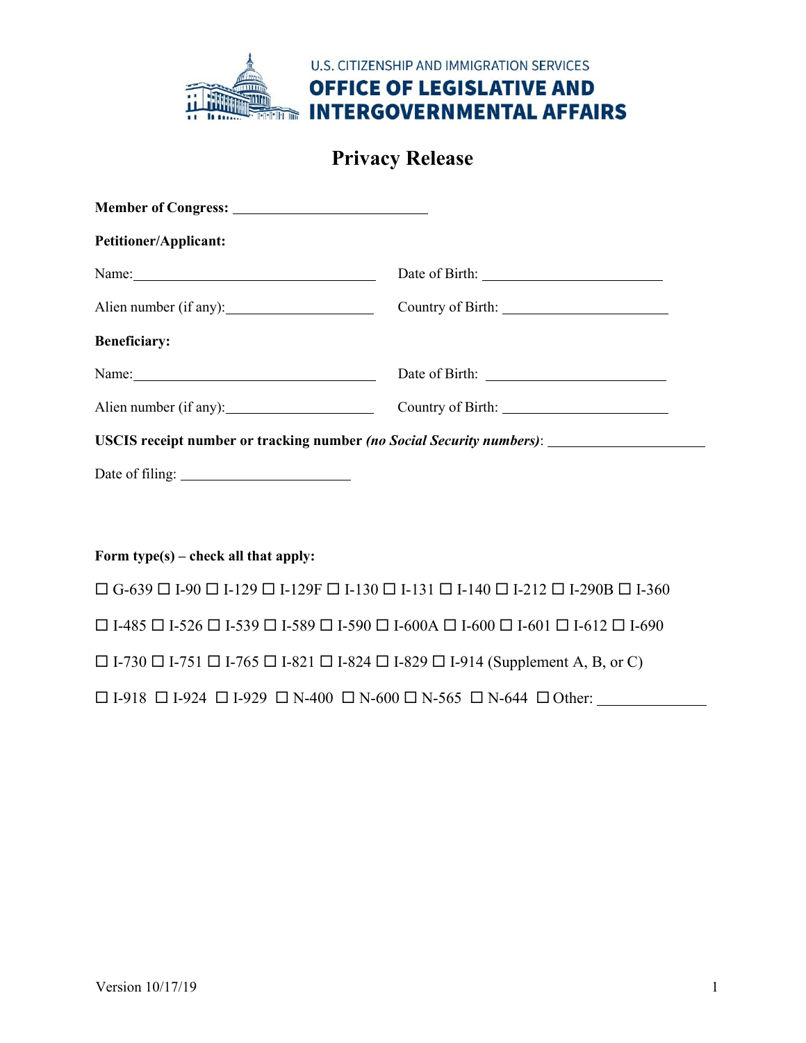U.S. CITIZENSHIP AND IMMIGRATION SERVICES

**OFFICE OF LEGISLATIVE AND INTERGOVERNMENTAL AFFAIRS**

# Privacy Release

**Member of Congress:** ___________________________

**Petitioner/Applicant:**

Name: ________________________________ Date of Birth: ________________________

Alien number (if any): ____________________ Country of Birth: ______________________

**Beneficiary:**

Name: ________________________________ Date of Birth: ________________________

Alien number (if any): ____________________ Country of Birth: ______________________

**USCIS receipt number or tracking number *(no Social Security numbers)*:** ______________________

Date of filing: ______________________

**Form type(s) – check all that apply:**

☐ G-639 ☐ I-90 ☐ I-129 ☐ I-129F ☐ I-130 ☐ I-131 ☐ I-140 ☐ I-212 ☐ I-290B ☐ I-360

☐ I-485 ☐ I-526 ☐ I-539 ☐ I-589 ☐ I-590 ☐ I-600A ☐ I-600 ☐ I-601 ☐ I-612 ☐ I-690

☐ I-730 ☐ I-751 ☐ I-765 ☐ I-821 ☐ I-824 ☐ I-829 ☐ I-914 (Supplement A, B, or C)

☐ I-918 ☐ I-924 ☐ I-929 ☐ N-400 ☐ N-600 ☐ N-565 ☐ N-644 ☐ Other: ______________

Version 10/17/19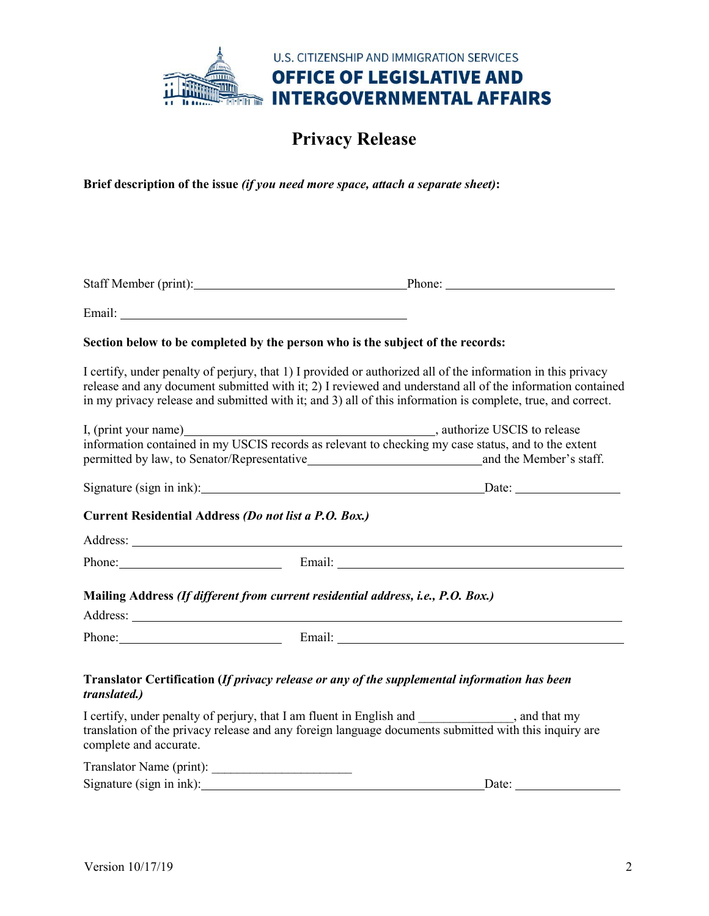U.S. CITIZENSHIP AND IMMIGRATION SERVICES
**OFFICE OF LEGISLATIVE AND INTERGOVERNMENTAL AFFAIRS**

# Privacy Release

**Brief description of the issue *(if you need more space, attach a separate sheet)*:**

Staff Member (print):_________________________________ Phone: ___________________________

Email: _____________________________________________

**Section below to be completed by the person who is the subject of the records:**

I certify, under penalty of perjury, that 1) I provided or authorized all of the information in this privacy release and any document submitted with it; 2) I reviewed and understand all of the information contained in my privacy release and submitted with it; and 3) all of this information is complete, true, and correct.

I, (print your name)_______________________________________, authorize USCIS to release information contained in my USCIS records as relevant to checking my case status, and to the extent permitted by law, to Senator/Representative___________________________and the Member's staff.

Signature (sign in ink):_____________________________________________Date: ________________

**Current Residential Address *(Do not list a P.O. Box.)***

Address: ______________________________________________________________________________

Phone:_________________________ Email: _____________________________________________

**Mailing Address *(If different from current residential address, i.e., P.O. Box.)***

Address: ______________________________________________________________________________

Phone:_________________________ Email: _____________________________________________

**Translator Certification (*If privacy release or any of the supplemental information has been translated.)***

I certify, under penalty of perjury, that I am fluent in English and _______________, and that my translation of the privacy release and any foreign language documents submitted with this inquiry are complete and accurate.

Translator Name (print): ______________________

Signature (sign in ink):____________________________________________Date: ________________

Version 10/17/19